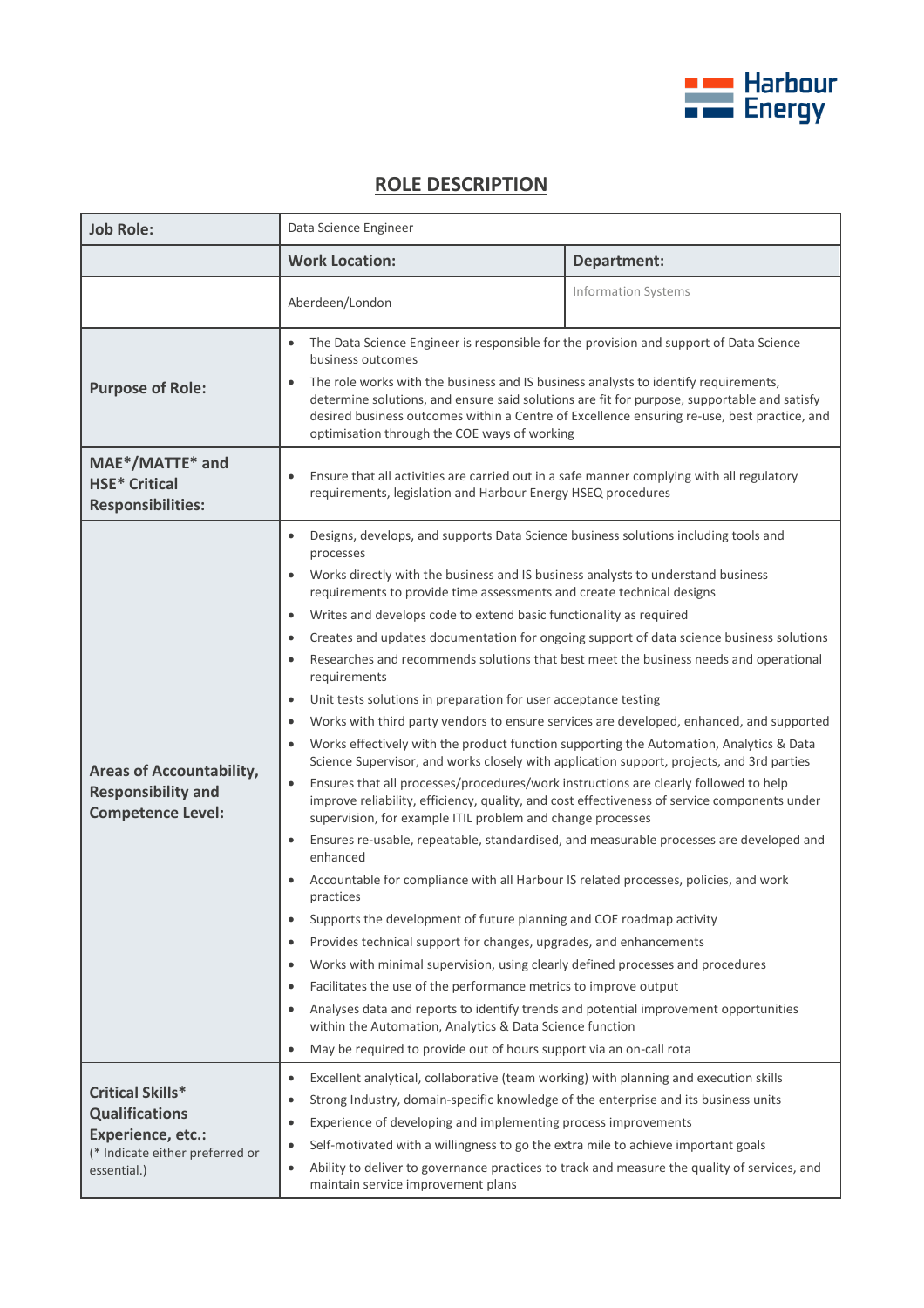Harbour Energy

# ROLE DESCRIPTION

| Job Role: | Data Science Engineer | |
|---|---|---|
| | **Work Location:** | **Department:** |
| | Aberdeen/London | Information Systems |
| **Purpose of Role:** | • The Data Science Engineer is responsible for the provision and support of Data Science business outcomes<br>• The role works with the business and IS business analysts to identify requirements, determine solutions, and ensure said solutions are fit for purpose, supportable and satisfy desired business outcomes within a Centre of Excellence ensuring re-use, best practice, and optimisation through the COE ways of working | |
| **MAE*/MATTE* and HSE* Critical Responsibilities:** | • Ensure that all activities are carried out in a safe manner complying with all regulatory requirements, legislation and Harbour Energy HSEQ procedures | |
| **Areas of Accountability, Responsibility and Competence Level:** | • Designs, develops, and supports Data Science business solutions including tools and processes<br>• Works directly with the business and IS business analysts to understand business requirements to provide time assessments and create technical designs<br>• Writes and develops code to extend basic functionality as required<br>• Creates and updates documentation for ongoing support of data science business solutions<br>• Researches and recommends solutions that best meet the business needs and operational requirements<br>• Unit tests solutions in preparation for user acceptance testing<br>• Works with third party vendors to ensure services are developed, enhanced, and supported<br>• Works effectively with the product function supporting the Automation, Analytics & Data Science Supervisor, and works closely with application support, projects, and 3rd parties<br>• Ensures that all processes/procedures/work instructions are clearly followed to help improve reliability, efficiency, quality, and cost effectiveness of service components under supervision, for example ITIL problem and change processes<br>• Ensures re-usable, repeatable, standardised, and measurable processes are developed and enhanced<br>• Accountable for compliance with all Harbour IS related processes, policies, and work practices<br>• Supports the development of future planning and COE roadmap activity<br>• Provides technical support for changes, upgrades, and enhancements<br>• Works with minimal supervision, using clearly defined processes and procedures<br>• Facilitates the use of the performance metrics to improve output<br>• Analyses data and reports to identify trends and potential improvement opportunities within the Automation, Analytics & Data Science function<br>• May be required to provide out of hours support via an on-call rota | |
| **Critical Skills* Qualifications Experience, etc.:**<br>(* Indicate either preferred or essential.) | • Excellent analytical, collaborative (team working) with planning and execution skills<br>• Strong Industry, domain-specific knowledge of the enterprise and its business units<br>• Experience of developing and implementing process improvements<br>• Self-motivated with a willingness to go the extra mile to achieve important goals<br>• Ability to deliver to governance practices to track and measure the quality of services, and maintain service improvement plans | |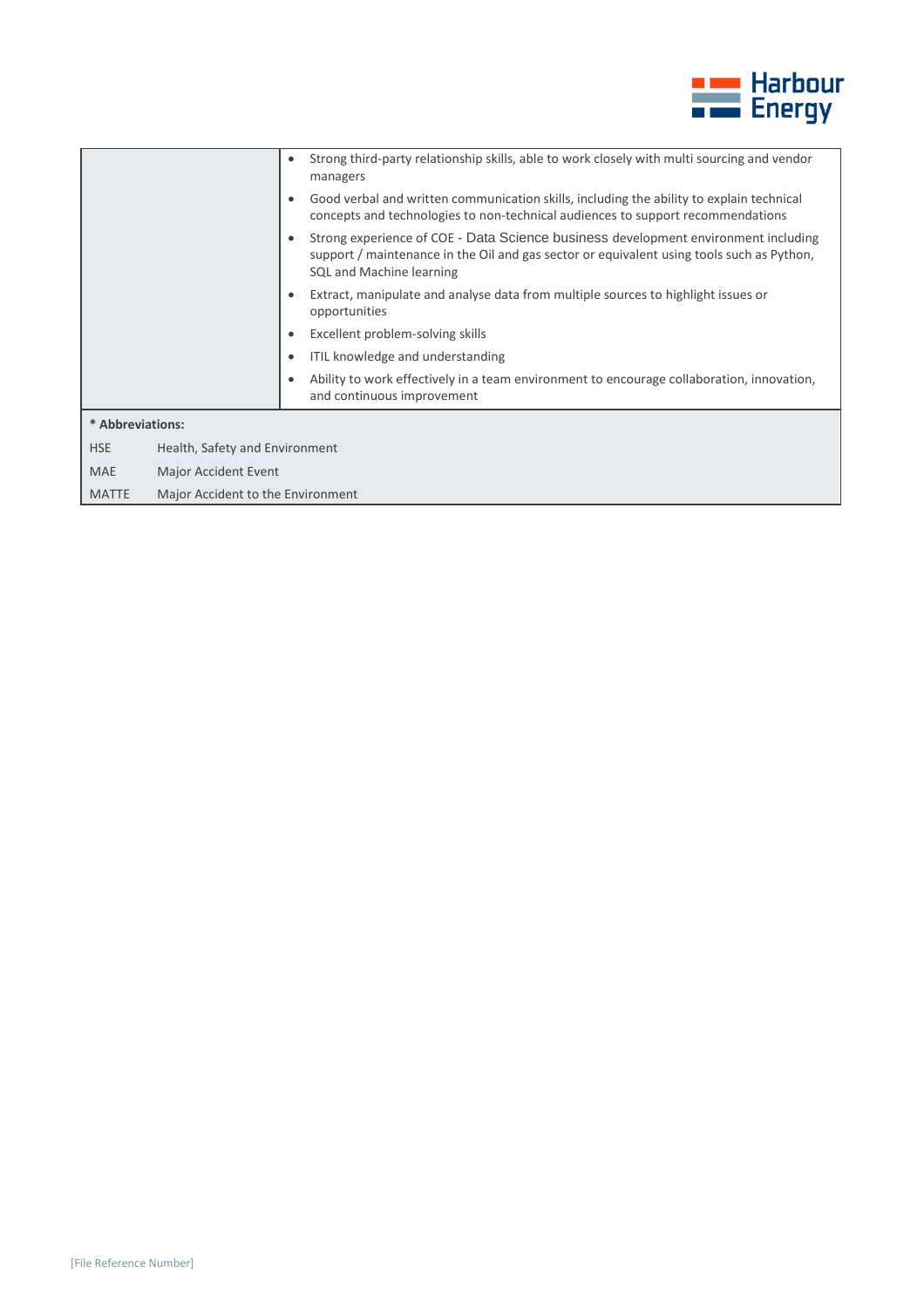| | |
|---|---|
| | • Strong third-party relationship skills, able to work closely with multi sourcing and vendor managers<br>• Good verbal and written communication skills, including the ability to explain technical concepts and technologies to non-technical audiences to support recommendations<br>• Strong experience of COE - Data Science business development environment including support / maintenance in the Oil and gas sector or equivalent using tools such as Python, SQL and Machine learning<br>• Extract, manipulate and analyse data from multiple sources to highlight issues or opportunities<br>• Excellent problem-solving skills<br>• ITIL knowledge and understanding<br>• Ability to work effectively in a team environment to encourage collaboration, innovation, and continuous improvement |

**\* Abbreviations:**

| | |
|---|---|
| HSE | Health, Safety and Environment |
| MAE | Major Accident Event |
| MATTE | Major Accident to the Environment |

[File Reference Number]